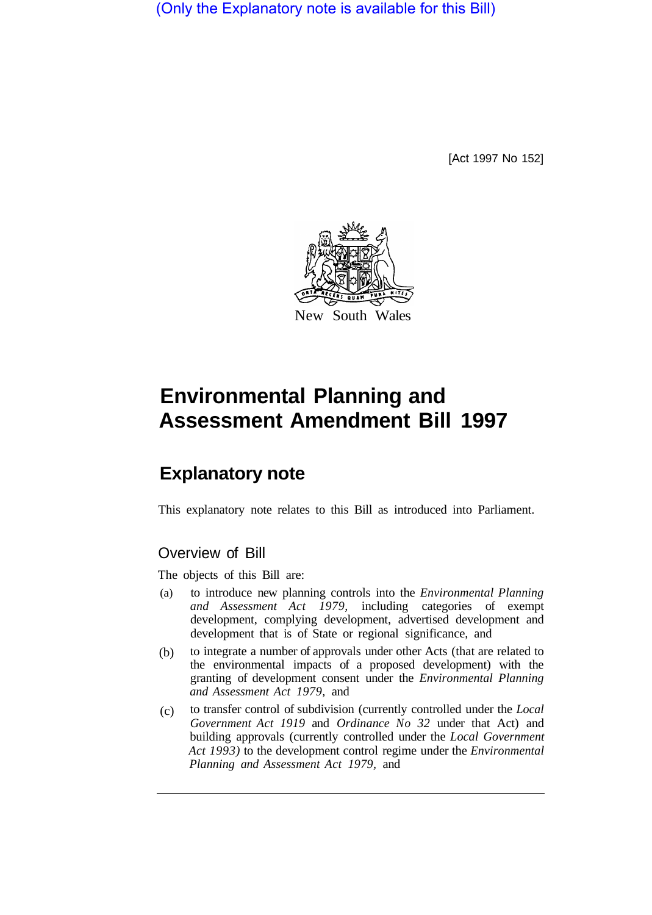(Only the Explanatory note is available for this Bill)

[Act 1997 No 152]

New South Wales

# Environmental Planning and Assessment Amendment Bill 1997

## Explanatory note

This explanatory note relates to this Bill as introduced into Parliament.

### Overview of Bill

The objects of this Bill are:

(a) to introduce new planning controls into the *Environmental Planning and Assessment Act 1979,* including categories of exempt development, complying development, advertised development and development that is of State or regional significance, and

(b) to integrate a number of approvals under other Acts (that are related to the environmental impacts of a proposed development) with the granting of development consent under the *Environmental Planning and Assessment Act 1979,* and

(c) to transfer control of subdivision (currently controlled under the *Local Government Act 1919* and *Ordinance No 32* under that Act) and building approvals (currently controlled under the *Local Government Act 1993)* to the development control regime under the *Environmental Planning and Assessment Act 1979,* and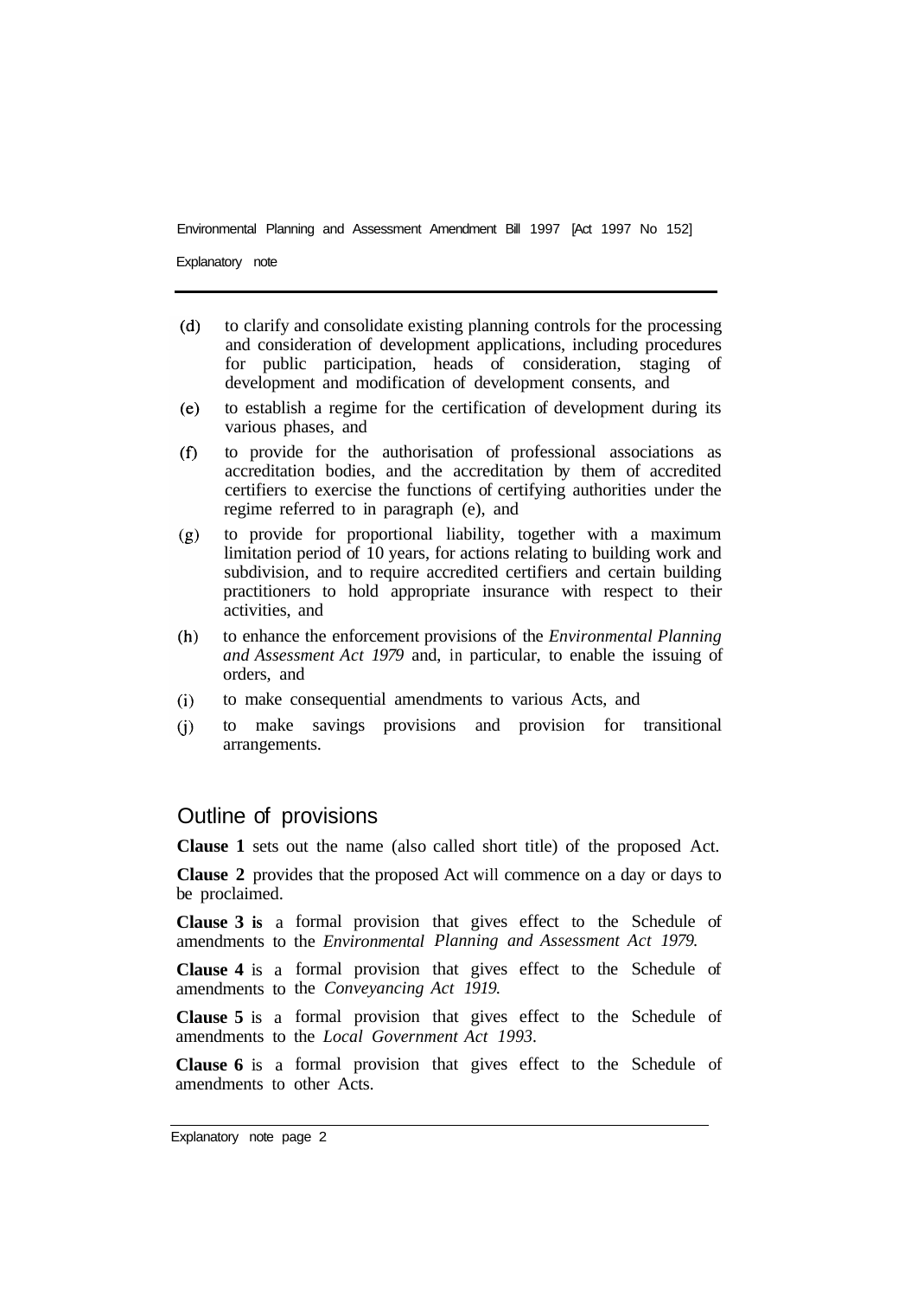(d) to clarify and consolidate existing planning controls for the processing and consideration of development applications, including procedures for public participation, heads of consideration, staging of development and modification of development consents, and

(e) to establish a regime for the certification of development during its various phases, and

(f) to provide for the authorisation of professional associations as accreditation bodies, and the accreditation by them of accredited certifiers to exercise the functions of certifying authorities under the regime referred to in paragraph (e), and

(g) to provide for proportional liability, together with a maximum limitation period of 10 years, for actions relating to building work and subdivision, and to require accredited certifiers and certain building practitioners to hold appropriate insurance with respect to their activities, and

(h) to enhance the enforcement provisions of the *Environmental Planning and Assessment Act 1979* and, in particular, to enable the issuing of orders, and

(i) to make consequential amendments to various Acts, and

(j) to make savings provisions and provision for transitional arrangements.

## Outline of provisions

**Clause 1** sets out the name (also called short title) of the proposed Act.

**Clause 2** provides that the proposed Act will commence on a day or days to be proclaimed.

**Clause 3 is** a formal provision that gives effect to the Schedule of amendments to the *Environmental Planning and Assessment Act 1979.*

**Clause 4** is a formal provision that gives effect to the Schedule of amendments to the *Conveyancing Act 1919.*

**Clause 5** is a formal provision that gives effect to the Schedule of amendments to the *Local Government Act 1993*.

**Clause 6** is a formal provision that gives effect to the Schedule of amendments to other Acts.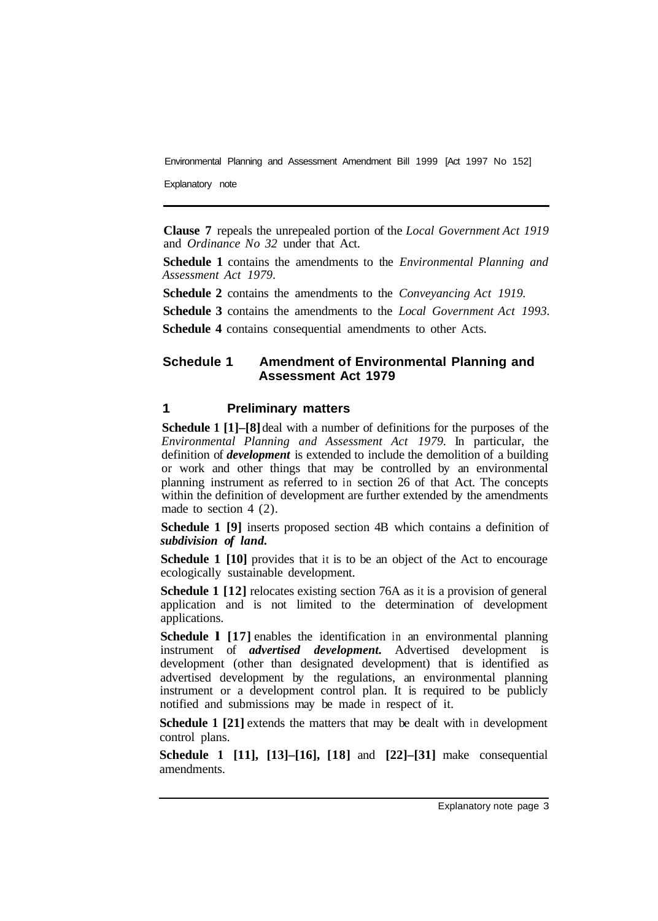**Clause 7** repeals the unrepealed portion of the *Local Government Act 1919* and *Ordinance No 32* under that Act.

**Schedule 1** contains the amendments to the *Environmental Planning and Assessment Act 1979*.

**Schedule 2** contains the amendments to the *Conveyancing Act 1919*.

**Schedule 3** contains the amendments to the *Local Government Act 1993*.

**Schedule 4** contains consequential amendments to other Acts.

## Schedule 1 Amendment of Environmental Planning and Assessment Act 1979

### 1 Preliminary matters

**Schedule 1 [1]–[8]** deal with a number of definitions for the purposes of the *Environmental Planning and Assessment Act 1979*. In particular, the definition of ***development*** is extended to include the demolition of a building or work and other things that may be controlled by an environmental planning instrument as referred to in section 26 of that Act. The concepts within the definition of development are further extended by the amendments made to section 4 (2).

**Schedule 1 [9]** inserts proposed section 4B which contains a definition of ***subdivision of land***.

**Schedule 1 [10]** provides that it is to be an object of the Act to encourage ecologically sustainable development.

**Schedule 1 [12]** relocates existing section 76A as it is a provision of general application and is not limited to the determination of development applications.

**Schedule 1 [17]** enables the identification in an environmental planning instrument of ***advertised development.*** Advertised development is development (other than designated development) that is identified as advertised development by the regulations, an environmental planning instrument or a development control plan. It is required to be publicly notified and submissions may be made in respect of it.

**Schedule 1 [21]** extends the matters that may be dealt with in development control plans.

**Schedule 1 [11], [13]–[16], [18]** and **[22]–[31]** make consequential amendments.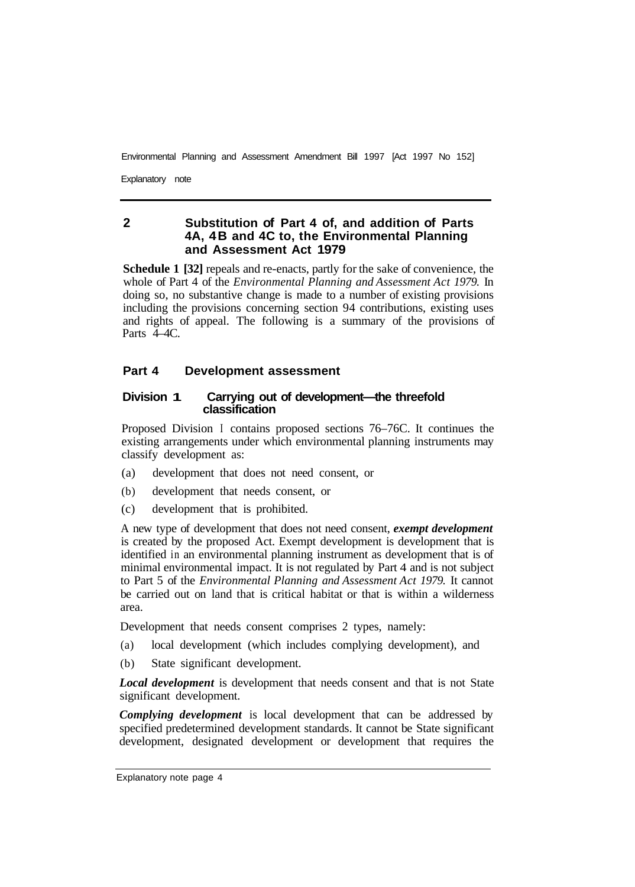## 2 Substitution of Part 4 of, and addition of Parts 4A, 4B and 4C to, the Environmental Planning and Assessment Act 1979

**Schedule 1 [32]** repeals and re-enacts, partly for the sake of convenience, the whole of Part 4 of the *Environmental Planning and Assessment Act 1979*. In doing so, no substantive change is made to a number of existing provisions including the provisions concerning section 94 contributions, existing uses and rights of appeal. The following is a summary of the provisions of Parts 4–4C.

### Part 4 Development assessment

#### Division 1 Carrying out of development—the threefold classification

Proposed Division 1 contains proposed sections 76–76C. It continues the existing arrangements under which environmental planning instruments may classify development as:

(a) development that does not need consent, or

(b) development that needs consent, or

(c) development that is prohibited.

A new type of development that does not need consent, ***exempt development*** is created by the proposed Act. Exempt development is development that is identified in an environmental planning instrument as development that is of minimal environmental impact. It is not regulated by Part 4 and is not subject to Part 5 of the *Environmental Planning and Assessment Act 1979*. It cannot be carried out on land that is critical habitat or that is within a wilderness area.

Development that needs consent comprises 2 types, namely:

(a) local development (which includes complying development), and

(b) State significant development.

***Local development*** is development that needs consent and that is not State significant development.

***Complying development*** is local development that can be addressed by specified predetermined development standards. It cannot be State significant development, designated development or development that requires the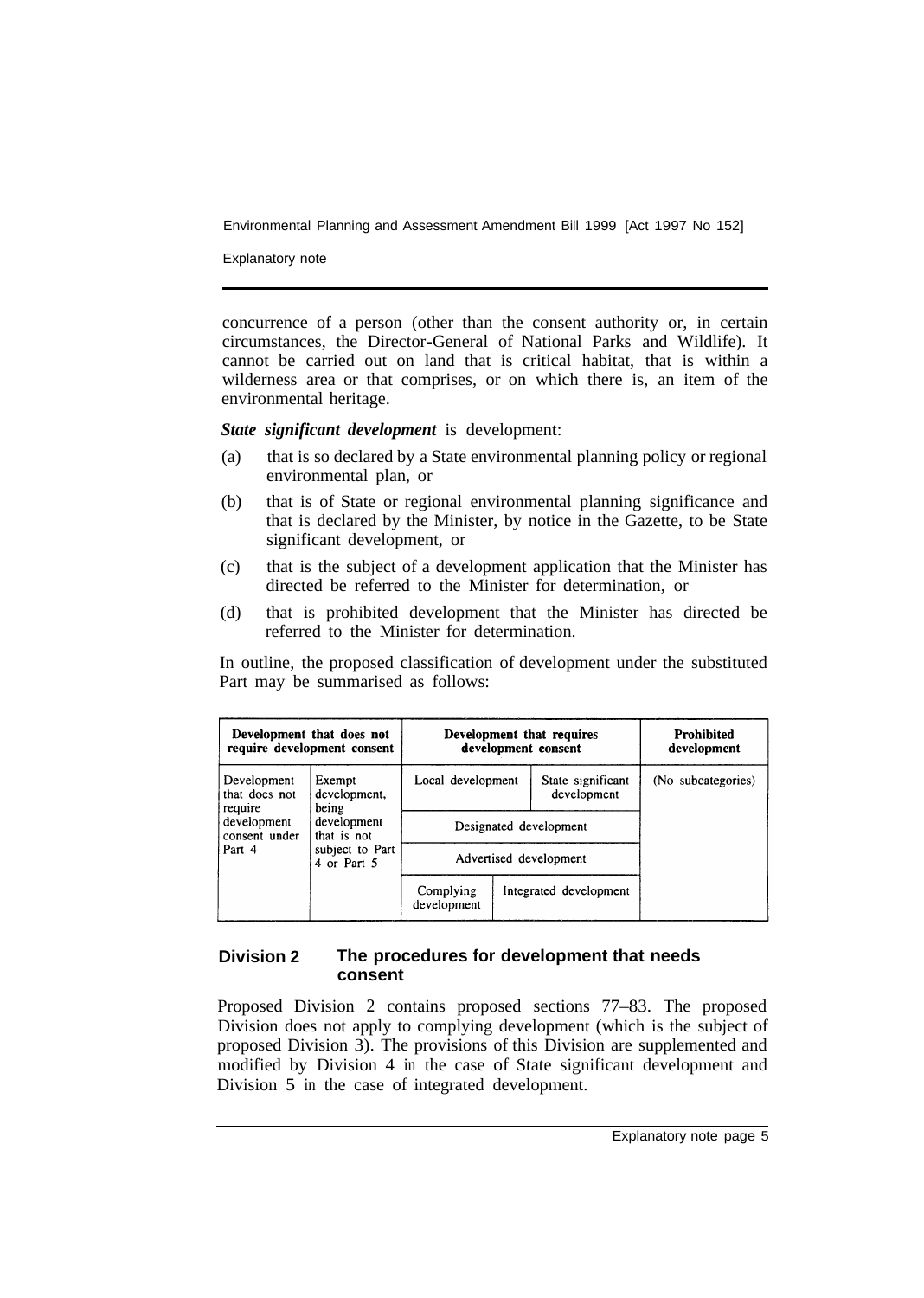concurrence of a person (other than the consent authority or, in certain circumstances, the Director-General of National Parks and Wildlife). It cannot be carried out on land that is critical habitat, that is within a wilderness area or that comprises, or on which there is, an item of the environmental heritage.

***State significant development*** is development:

(a) that is so declared by a State environmental planning policy or regional environmental plan, or

(b) that is of State or regional environmental planning significance and that is declared by the Minister, by notice in the Gazette, to be State significant development, or

(c) that is the subject of a development application that the Minister has directed be referred to the Minister for determination, or

(d) that is prohibited development that the Minister has directed be referred to the Minister for determination.

In outline, the proposed classification of development under the substituted Part may be summarised as follows:

| Development that does not require development consent | | Development that requires development consent | | Prohibited development |
|---|---|---|---|---|
| Development that does not require development consent under Part 4 | Exempt development, being development that is not subject to Part 4 or Part 5 | Local development | State significant development | (No subcategories) |
| | | Designated development | | |
| | | Advertised development | | |
| | | Complying development | Integrated development | |

## Division 2 The procedures for development that needs consent

Proposed Division 2 contains proposed sections 77–83. The proposed Division does not apply to complying development (which is the subject of proposed Division 3). The provisions of this Division are supplemented and modified by Division 4 in the case of State significant development and Division 5 in the case of integrated development.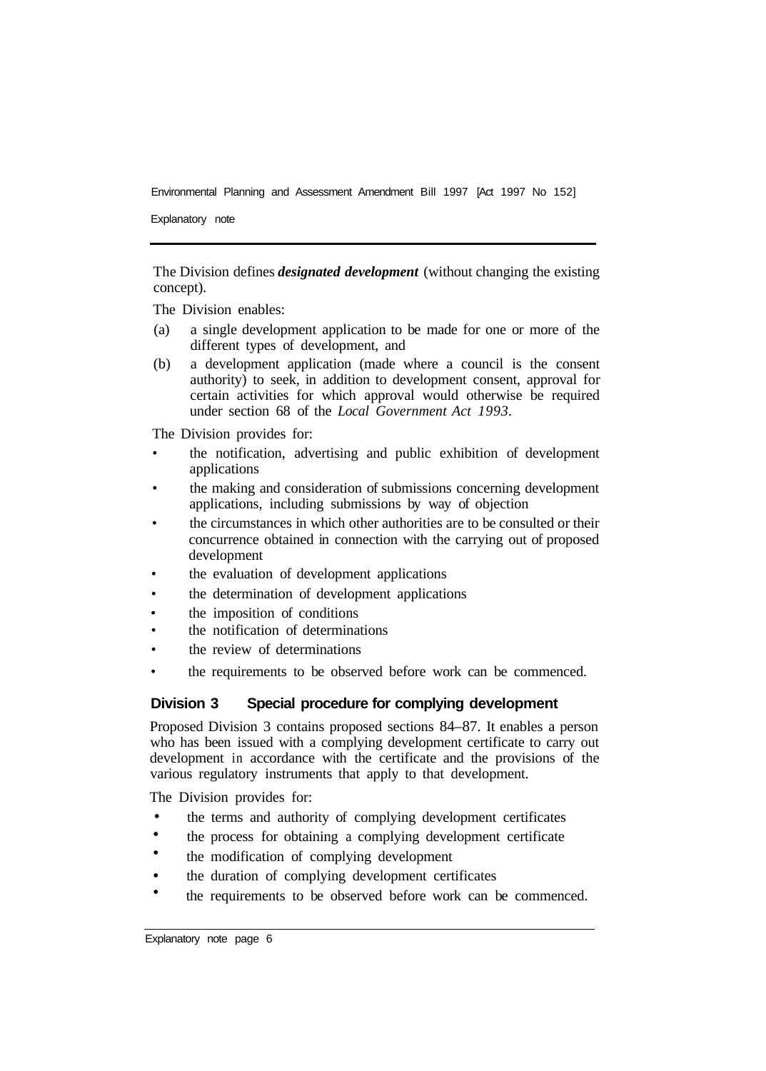The Division defines ***designated development*** (without changing the existing concept).

The Division enables:

(a) a single development application to be made for one or more of the different types of development, and

(b) a development application (made where a council is the consent authority) to seek, in addition to development consent, approval for certain activities for which approval would otherwise be required under section 68 of the *Local Government Act 1993*.

The Division provides for:

- the notification, advertising and public exhibition of development applications
- the making and consideration of submissions concerning development applications, including submissions by way of objection
- the circumstances in which other authorities are to be consulted or their concurrence obtained in connection with the carrying out of proposed development
- the evaluation of development applications
- the determination of development applications
- the imposition of conditions
- the notification of determinations
- the review of determinations
- the requirements to be observed before work can be commenced.

### Division 3 Special procedure for complying development

Proposed Division 3 contains proposed sections 84–87. It enables a person who has been issued with a complying development certificate to carry out development in accordance with the certificate and the provisions of the various regulatory instruments that apply to that development.

The Division provides for:

- the terms and authority of complying development certificates
- the process for obtaining a complying development certificate
- the modification of complying development
- the duration of complying development certificates
- the requirements to be observed before work can be commenced.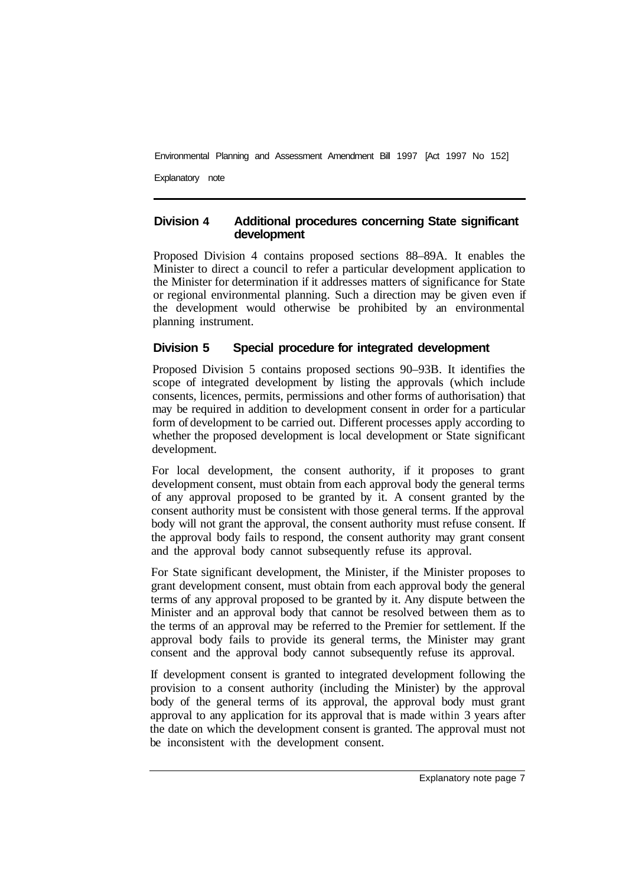### Division 4 Additional procedures concerning State significant development

Proposed Division 4 contains proposed sections 88–89A. It enables the Minister to direct a council to refer a particular development application to the Minister for determination if it addresses matters of significance for State or regional environmental planning. Such a direction may be given even if the development would otherwise be prohibited by an environmental planning instrument.

### Division 5 Special procedure for integrated development

Proposed Division 5 contains proposed sections 90–93B. It identifies the scope of integrated development by listing the approvals (which include consents, licences, permits, permissions and other forms of authorisation) that may be required in addition to development consent in order for a particular form of development to be carried out. Different processes apply according to whether the proposed development is local development or State significant development.

For local development, the consent authority, if it proposes to grant development consent, must obtain from each approval body the general terms of any approval proposed to be granted by it. A consent granted by the consent authority must be consistent with those general terms. If the approval body will not grant the approval, the consent authority must refuse consent. If the approval body fails to respond, the consent authority may grant consent and the approval body cannot subsequently refuse its approval.

For State significant development, the Minister, if the Minister proposes to grant development consent, must obtain from each approval body the general terms of any approval proposed to be granted by it. Any dispute between the Minister and an approval body that cannot be resolved between them as to the terms of an approval may be referred to the Premier for settlement. If the approval body fails to provide its general terms, the Minister may grant consent and the approval body cannot subsequently refuse its approval.

If development consent is granted to integrated development following the provision to a consent authority (including the Minister) by the approval body of the general terms of its approval, the approval body must grant approval to any application for its approval that is made within 3 years after the date on which the development consent is granted. The approval must not be inconsistent with the development consent.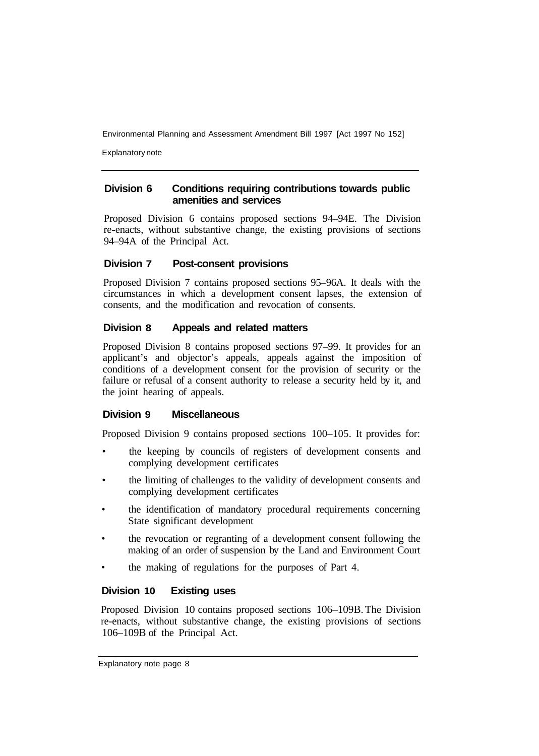### Division 6 Conditions requiring contributions towards public amenities and services

Proposed Division 6 contains proposed sections 94–94E. The Division re-enacts, without substantive change, the existing provisions of sections 94–94A of the Principal Act.

### Division 7 Post-consent provisions

Proposed Division 7 contains proposed sections 95–96A. It deals with the circumstances in which a development consent lapses, the extension of consents, and the modification and revocation of consents.

### Division 8 Appeals and related matters

Proposed Division 8 contains proposed sections 97–99. It provides for an applicant's and objector's appeals, appeals against the imposition of conditions of a development consent for the provision of security or the failure or refusal of a consent authority to release a security held by it, and the joint hearing of appeals.

### Division 9 Miscellaneous

Proposed Division 9 contains proposed sections 100–105. It provides for:

- the keeping by councils of registers of development consents and complying development certificates
- the limiting of challenges to the validity of development consents and complying development certificates
- the identification of mandatory procedural requirements concerning State significant development
- the revocation or regranting of a development consent following the making of an order of suspension by the Land and Environment Court
- the making of regulations for the purposes of Part 4.

### Division 10 Existing uses

Proposed Division 10 contains proposed sections 106–109B. The Division re-enacts, without substantive change, the existing provisions of sections 106–109B of the Principal Act.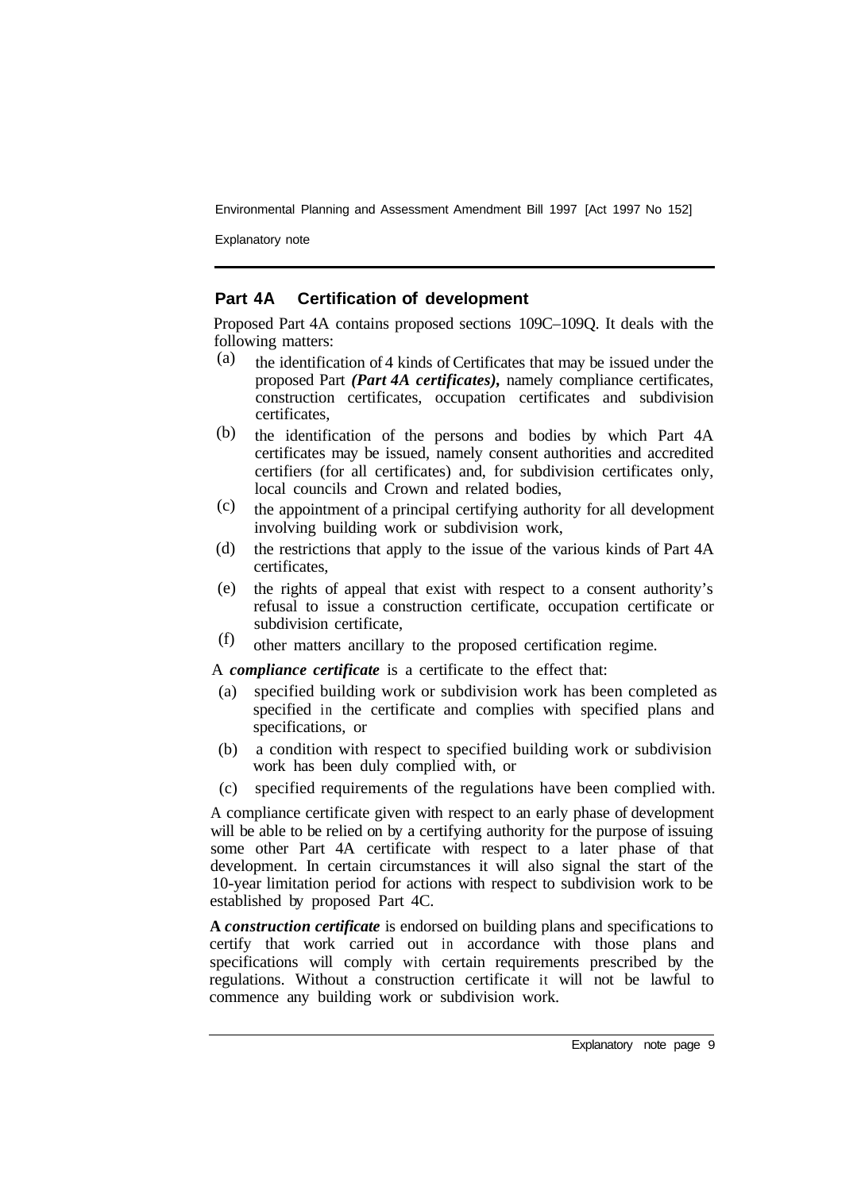## Part 4A Certification of development

Proposed Part 4A contains proposed sections 109C–109Q. It deals with the following matters:

(a) the identification of 4 kinds of Certificates that may be issued under the proposed Part ***(Part 4A certificates)***, namely compliance certificates, construction certificates, occupation certificates and subdivision certificates,

(b) the identification of the persons and bodies by which Part 4A certificates may be issued, namely consent authorities and accredited certifiers (for all certificates) and, for subdivision certificates only, local councils and Crown and related bodies,

(c) the appointment of a principal certifying authority for all development involving building work or subdivision work,

(d) the restrictions that apply to the issue of the various kinds of Part 4A certificates,

(e) the rights of appeal that exist with respect to a consent authority's refusal to issue a construction certificate, occupation certificate or subdivision certificate,

(f) other matters ancillary to the proposed certification regime.

A ***compliance certificate*** is a certificate to the effect that:

(a) specified building work or subdivision work has been completed as specified in the certificate and complies with specified plans and specifications, or

(b) a condition with respect to specified building work or subdivision work has been duly complied with, or

(c) specified requirements of the regulations have been complied with.

A compliance certificate given with respect to an early phase of development will be able to be relied on by a certifying authority for the purpose of issuing some other Part 4A certificate with respect to a later phase of that development. In certain circumstances it will also signal the start of the 10-year limitation period for actions with respect to subdivision work to be established by proposed Part 4C.

**A *construction certificate*** is endorsed on building plans and specifications to certify that work carried out in accordance with those plans and specifications will comply with certain requirements prescribed by the regulations. Without a construction certificate it will not be lawful to commence any building work or subdivision work.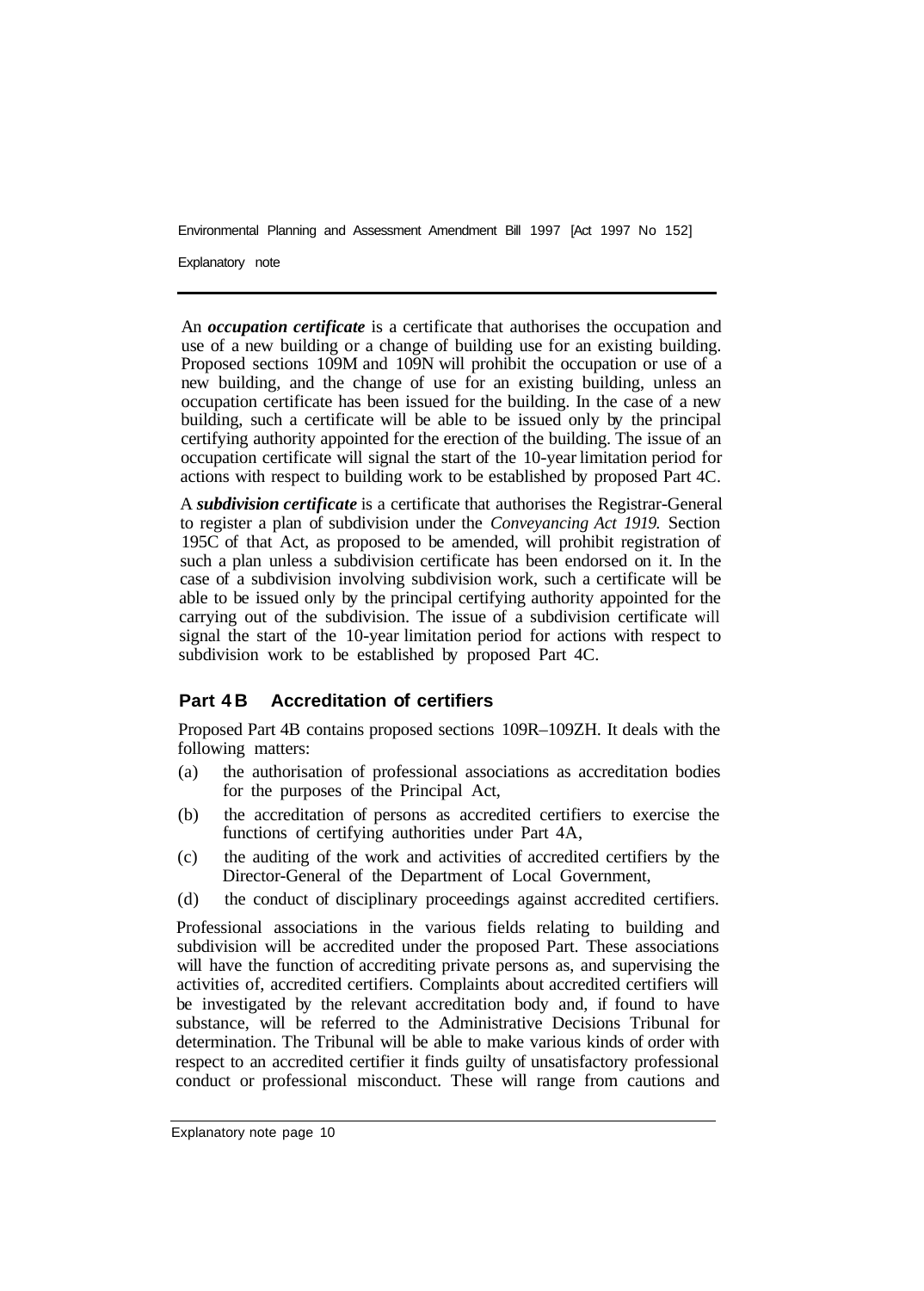An ***occupation certificate*** is a certificate that authorises the occupation and use of a new building or a change of building use for an existing building. Proposed sections 109M and 109N will prohibit the occupation or use of a new building, and the change of use for an existing building, unless an occupation certificate has been issued for the building. In the case of a new building, such a certificate will be able to be issued only by the principal certifying authority appointed for the erection of the building. The issue of an occupation certificate will signal the start of the 10-year limitation period for actions with respect to building work to be established by proposed Part 4C.

A ***subdivision certificate*** is a certificate that authorises the Registrar-General to register a plan of subdivision under the *Conveyancing Act 1919.* Section 195C of that Act, as proposed to be amended, will prohibit registration of such a plan unless a subdivision certificate has been endorsed on it. In the case of a subdivision involving subdivision work, such a certificate will be able to be issued only by the principal certifying authority appointed for the carrying out of the subdivision. The issue of a subdivision certificate will signal the start of the 10-year limitation period for actions with respect to subdivision work to be established by proposed Part 4C.

## Part 4B Accreditation of certifiers

Proposed Part 4B contains proposed sections 109R–109ZH. It deals with the following matters:

(a) the authorisation of professional associations as accreditation bodies for the purposes of the Principal Act,

(b) the accreditation of persons as accredited certifiers to exercise the functions of certifying authorities under Part 4A,

(c) the auditing of the work and activities of accredited certifiers by the Director-General of the Department of Local Government,

(d) the conduct of disciplinary proceedings against accredited certifiers.

Professional associations in the various fields relating to building and subdivision will be accredited under the proposed Part. These associations will have the function of accrediting private persons as, and supervising the activities of, accredited certifiers. Complaints about accredited certifiers will be investigated by the relevant accreditation body and, if found to have substance, will be referred to the Administrative Decisions Tribunal for determination. The Tribunal will be able to make various kinds of order with respect to an accredited certifier it finds guilty of unsatisfactory professional conduct or professional misconduct. These will range from cautions and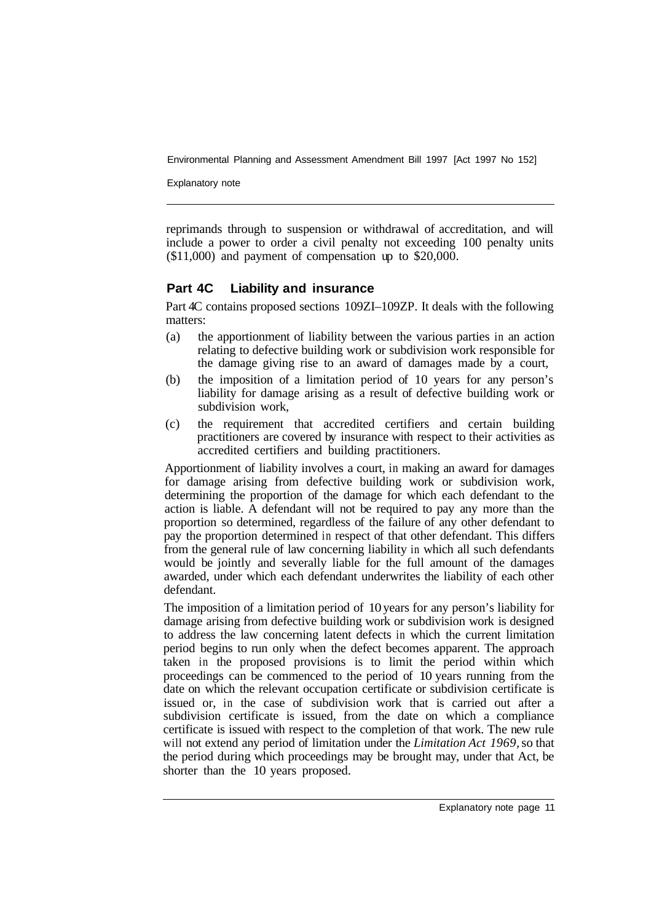reprimands through to suspension or withdrawal of accreditation, and will include a power to order a civil penalty not exceeding 100 penalty units ($11,000) and payment of compensation up to $20,000.

## Part 4C Liability and insurance

Part 4C contains proposed sections 109ZI–109ZP. It deals with the following matters:

(a) the apportionment of liability between the various parties in an action relating to defective building work or subdivision work responsible for the damage giving rise to an award of damages made by a court,

(b) the imposition of a limitation period of 10 years for any person's liability for damage arising as a result of defective building work or subdivision work,

(c) the requirement that accredited certifiers and certain building practitioners are covered by insurance with respect to their activities as accredited certifiers and building practitioners.

Apportionment of liability involves a court, in making an award for damages for damage arising from defective building work or subdivision work, determining the proportion of the damage for which each defendant to the action is liable. A defendant will not be required to pay any more than the proportion so determined, regardless of the failure of any other defendant to pay the proportion determined in respect of that other defendant. This differs from the general rule of law concerning liability in which all such defendants would be jointly and severally liable for the full amount of the damages awarded, under which each defendant underwrites the liability of each other defendant.

The imposition of a limitation period of 10 years for any person's liability for damage arising from defective building work or subdivision work is designed to address the law concerning latent defects in which the current limitation period begins to run only when the defect becomes apparent. The approach taken in the proposed provisions is to limit the period within which proceedings can be commenced to the period of 10 years running from the date on which the relevant occupation certificate or subdivision certificate is issued or, in the case of subdivision work that is carried out after a subdivision certificate is issued, from the date on which a compliance certificate is issued with respect to the completion of that work. The new rule will not extend any period of limitation under the *Limitation Act 1969*, so that the period during which proceedings may be brought may, under that Act, be shorter than the 10 years proposed.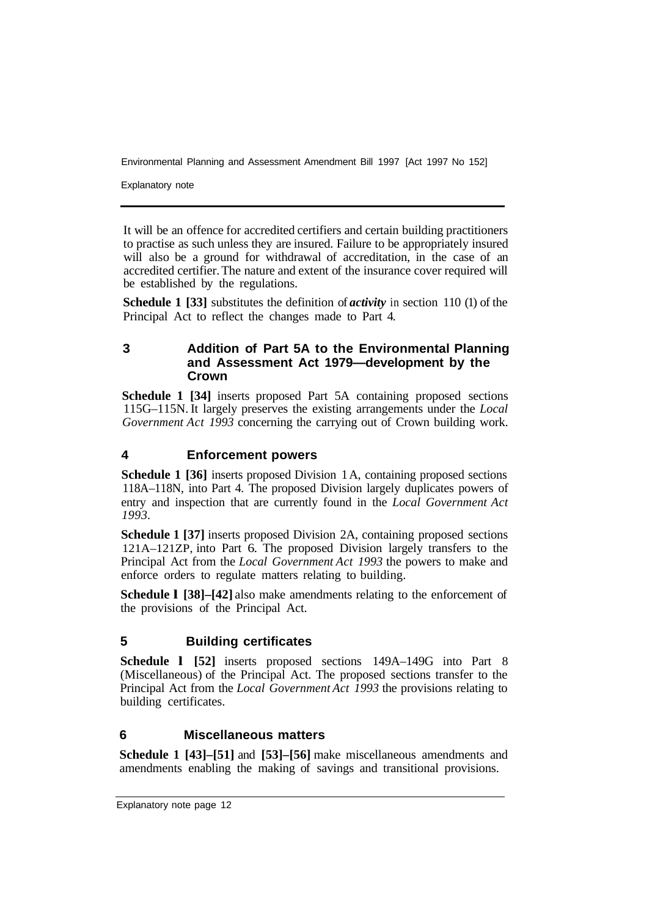It will be an offence for accredited certifiers and certain building practitioners to practise as such unless they are insured. Failure to be appropriately insured will also be a ground for withdrawal of accreditation, in the case of an accredited certifier. The nature and extent of the insurance cover required will be established by the regulations.

**Schedule 1 [33]** substitutes the definition of ***activity*** in section 110 (1) of the Principal Act to reflect the changes made to Part 4.

### 3 Addition of Part 5A to the Environmental Planning and Assessment Act 1979—development by the Crown

**Schedule 1 [34]** inserts proposed Part 5A containing proposed sections 115G–115N. It largely preserves the existing arrangements under the *Local Government Act 1993* concerning the carrying out of Crown building work.

### 4 Enforcement powers

**Schedule 1 [36]** inserts proposed Division 1A, containing proposed sections 118A–118N, into Part 4. The proposed Division largely duplicates powers of entry and inspection that are currently found in the *Local Government Act 1993*.

**Schedule 1 [37]** inserts proposed Division 2A, containing proposed sections 121A–121ZP, into Part 6. The proposed Division largely transfers to the Principal Act from the *Local Government Act 1993* the powers to make and enforce orders to regulate matters relating to building.

**Schedule 1 [38]–[42]** also make amendments relating to the enforcement of the provisions of the Principal Act.

### 5 Building certificates

**Schedule 1 [52]** inserts proposed sections 149A–149G into Part 8 (Miscellaneous) of the Principal Act. The proposed sections transfer to the Principal Act from the *Local Government Act 1993* the provisions relating to building certificates.

### 6 Miscellaneous matters

**Schedule 1 [43]–[51]** and **[53]–[56]** make miscellaneous amendments and amendments enabling the making of savings and transitional provisions.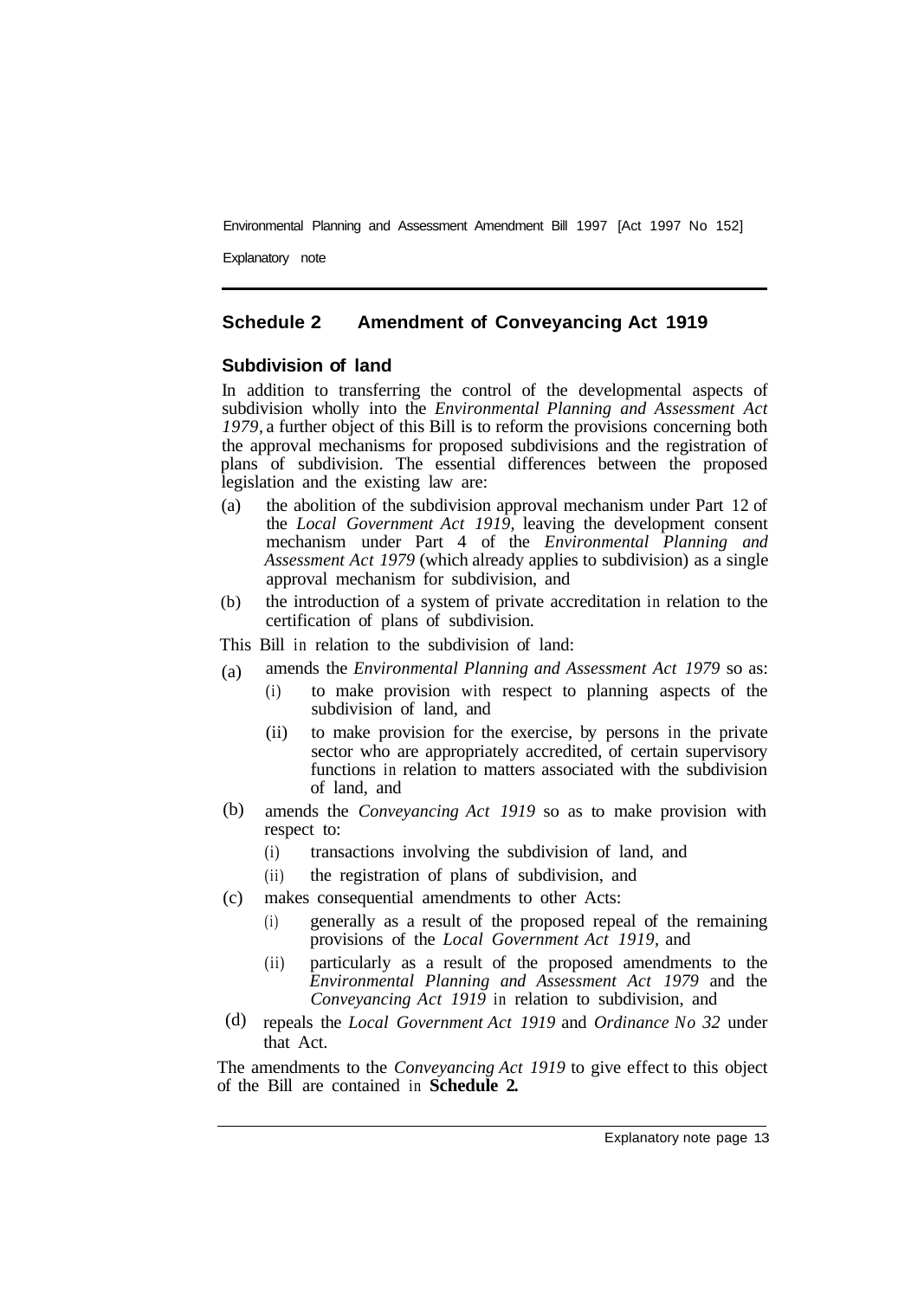## Schedule 2 Amendment of Conveyancing Act 1919

### Subdivision of land

In addition to transferring the control of the developmental aspects of subdivision wholly into the *Environmental Planning and Assessment Act 1979,* a further object of this Bill is to reform the provisions concerning both the approval mechanisms for proposed subdivisions and the registration of plans of subdivision. The essential differences between the proposed legislation and the existing law are:

(a) the abolition of the subdivision approval mechanism under Part 12 of the *Local Government Act 1919,* leaving the development consent mechanism under Part 4 of the *Environmental Planning and Assessment Act 1979* (which already applies to subdivision) as a single approval mechanism for subdivision, and

(b) the introduction of a system of private accreditation in relation to the certification of plans of subdivision.

This Bill in relation to the subdivision of land:

(a) amends the *Environmental Planning and Assessment Act 1979* so as:
  - (i) to make provision with respect to planning aspects of the subdivision of land, and
  - (ii) to make provision for the exercise, by persons in the private sector who are appropriately accredited, of certain supervisory functions in relation to matters associated with the subdivision of land, and

(b) amends the *Conveyancing Act 1919* so as to make provision with respect to:
  - (i) transactions involving the subdivision of land, and
  - (ii) the registration of plans of subdivision, and

(c) makes consequential amendments to other Acts:
  - (i) generally as a result of the proposed repeal of the remaining provisions of the *Local Government Act 1919,* and
  - (ii) particularly as a result of the proposed amendments to the *Environmental Planning and Assessment Act 1979* and the *Conveyancing Act 1919* in relation to subdivision, and

(d) repeals the *Local Government Act 1919* and *Ordinance No 32* under that Act.

The amendments to the *Conveyancing Act 1919* to give effect to this object of the Bill are contained in **Schedule 2.**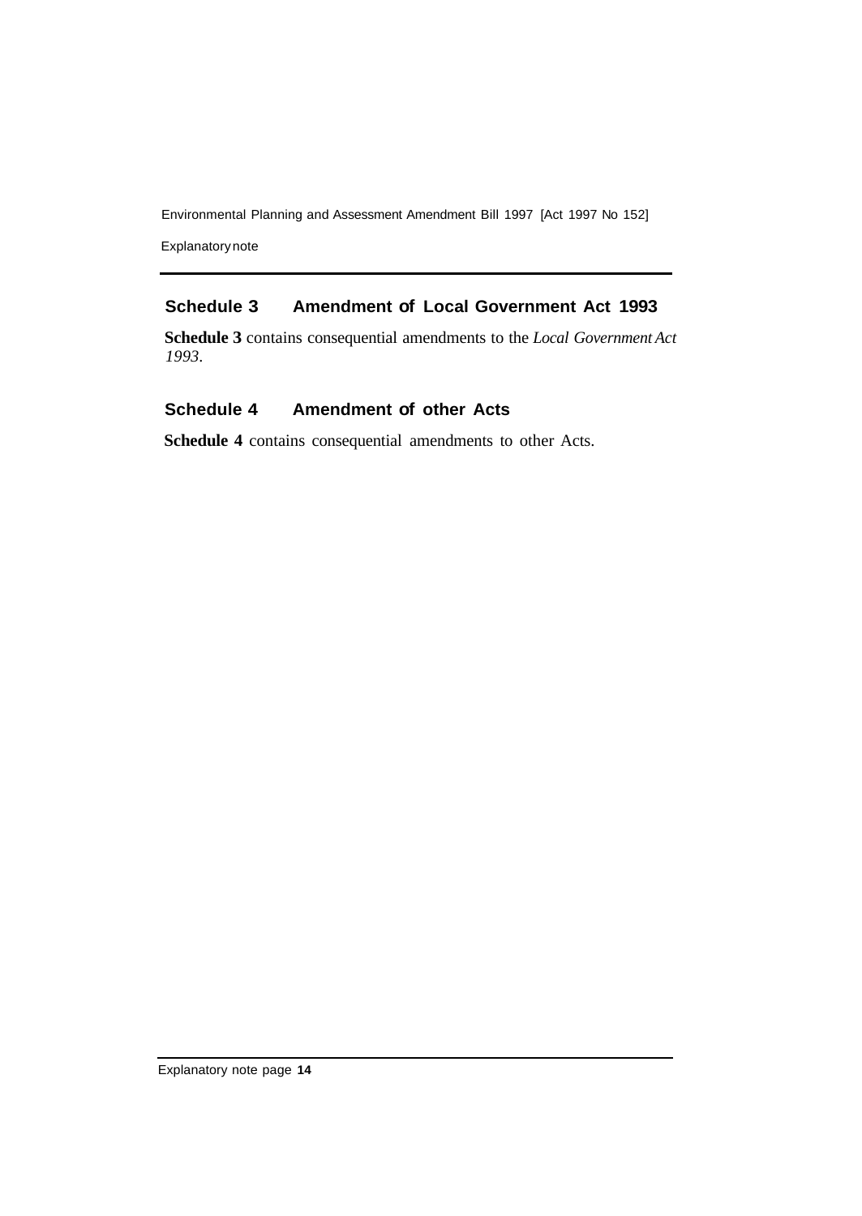## Schedule 3 Amendment of Local Government Act 1993

**Schedule 3** contains consequential amendments to the *Local Government Act 1993*.

## Schedule 4 Amendment of other Acts

**Schedule 4** contains consequential amendments to other Acts.